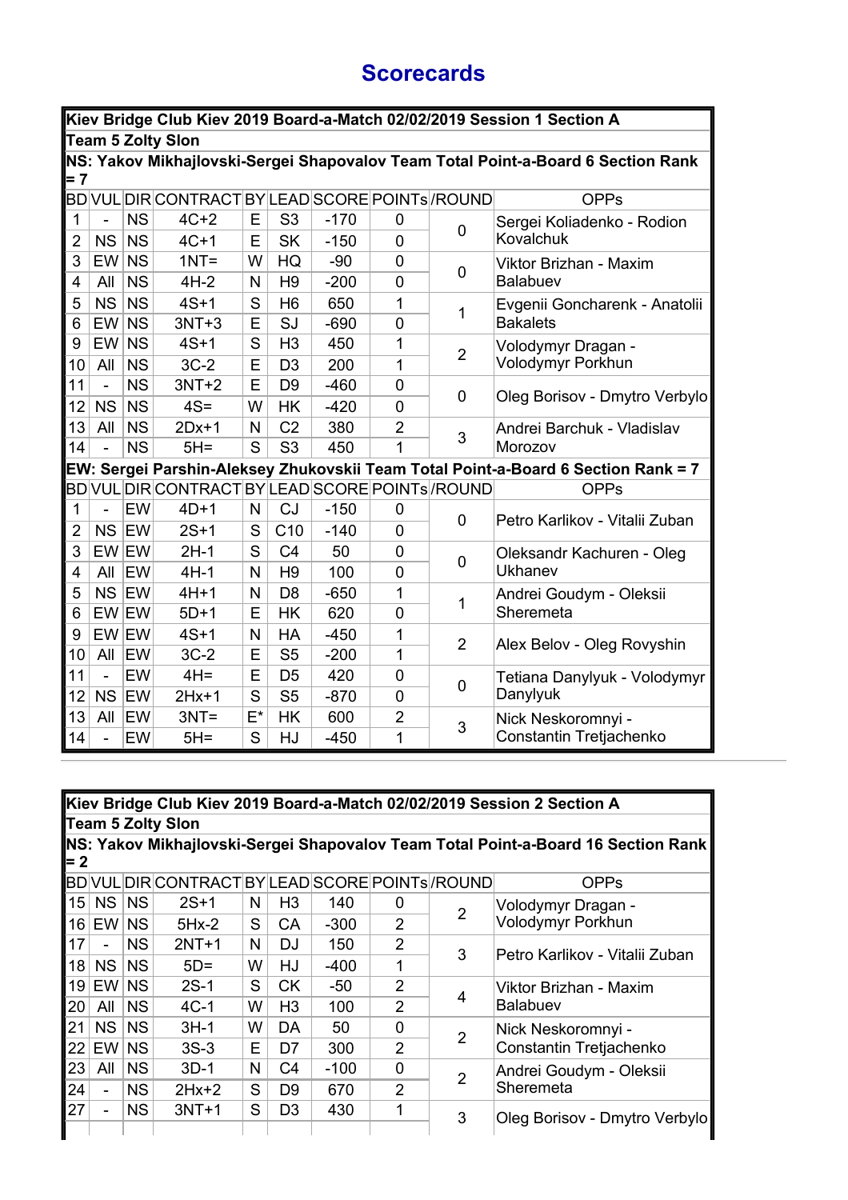# Scorecards

**Kiev Bridge Club Kiev 2019 Board-a-Match 02/02/2019 Session 1 Section A**

**Team 5 Zolty Slon**

**NS: Yakov Mikhajlovski-Sergei Shapovalov Team Total Point-a-Board 6 Section Rank = 7**

| BD | VUL | DIR | CONTRACT | BY | LEAD | SCORE | POINTs | /ROUND | OPPs |
|---|---|---|---|---|---|---|---|---|---|
| 1 | - | NS | 4C+2 | E | S3 | -170 | 0 | 0 | Sergei Koliadenko - Rodion Kovalchuk |
| 2 | NS | NS | 4C+1 | E | SK | -150 | 0 | | |
| 3 | EW | NS | 1NT= | W | HQ | -90 | 0 | 0 | Viktor Brizhan - Maxim Balabuev |
| 4 | All | NS | 4H-2 | N | H9 | -200 | 0 | | |
| 5 | NS | NS | 4S+1 | S | H6 | 650 | 1 | 1 | Evgenii Goncharenk - Anatolii Bakalets |
| 6 | EW | NS | 3NT+3 | E | SJ | -690 | 0 | | |
| 9 | EW | NS | 4S+1 | S | H3 | 450 | 1 | 2 | Volodymyr Dragan - Volodymyr Porkhun |
| 10 | All | NS | 3C-2 | E | D3 | 200 | 1 | | |
| 11 | - | NS | 3NT+2 | E | D9 | -460 | 0 | 0 | Oleg Borisov - Dmytro Verbylo |
| 12 | NS | NS | 4S= | W | HK | -420 | 0 | | |
| 13 | All | NS | 2Dx+1 | N | C2 | 380 | 2 | 3 | Andrei Barchuk - Vladislav Morozov |
| 14 | - | NS | 5H= | S | S3 | 450 | 1 | | |

**EW: Sergei Parshin-Aleksey Zhukovskii Team Total Point-a-Board 6 Section Rank = 7**

| BD | VUL | DIR | CONTRACT | BY | LEAD | SCORE | POINTs | /ROUND | OPPs |
|---|---|---|---|---|---|---|---|---|---|
| 1 | - | EW | 4D+1 | N | CJ | -150 | 0 | 0 | Petro Karlikov - Vitalii Zuban |
| 2 | NS | EW | 2S+1 | S | C10 | -140 | 0 | | |
| 3 | EW | EW | 2H-1 | S | C4 | 50 | 0 | 0 | Oleksandr Kachuren - Oleg Ukhanev |
| 4 | All | EW | 4H-1 | N | H9 | 100 | 0 | | |
| 5 | NS | EW | 4H+1 | N | D8 | -650 | 1 | 1 | Andrei Goudym - Oleksii Sheremeta |
| 6 | EW | EW | 5D+1 | E | HK | 620 | 0 | | |
| 9 | EW | EW | 4S+1 | N | HA | -450 | 1 | 2 | Alex Belov - Oleg Rovyshin |
| 10 | All | EW | 3C-2 | E | S5 | -200 | 1 | | |
| 11 | - | EW | 4H= | E | D5 | 420 | 0 | 0 | Tetiana Danylyuk - Volodymyr Danylyuk |
| 12 | NS | EW | 2Hx+1 | S | S5 | -870 | 0 | | |
| 13 | All | EW | 3NT= | E* | HK | 600 | 2 | 3 | Nick Neskoromnyi - Constantin Tretjachenko |
| 14 | - | EW | 5H= | S | HJ | -450 | 1 | | |

**Kiev Bridge Club Kiev 2019 Board-a-Match 02/02/2019 Session 2 Section A**

**Team 5 Zolty Slon**

**NS: Yakov Mikhajlovski-Sergei Shapovalov Team Total Point-a-Board 16 Section Rank = 2**

| BD | VUL | DIR | CONTRACT | BY | LEAD | SCORE | POINTs | /ROUND | OPPs |
|---|---|---|---|---|---|---|---|---|---|
| 15 | NS | NS | 2S+1 | N | H3 | 140 | 0 | 2 | Volodymyr Dragan - Volodymyr Porkhun |
| 16 | EW | NS | 5Hx-2 | S | CA | -300 | 2 | | |
| 17 | - | NS | 2NT+1 | N | DJ | 150 | 2 | 3 | Petro Karlikov - Vitalii Zuban |
| 18 | NS | NS | 5D= | W | HJ | -400 | 1 | | |
| 19 | EW | NS | 2S-1 | S | CK | -50 | 2 | 4 | Viktor Brizhan - Maxim Balabuev |
| 20 | All | NS | 4C-1 | W | H3 | 100 | 2 | | |
| 21 | NS | NS | 3H-1 | W | DA | 50 | 0 | 2 | Nick Neskoromnyi - Constantin Tretjachenko |
| 22 | EW | NS | 3S-3 | E | D7 | 300 | 2 | | |
| 23 | All | NS | 3D-1 | N | C4 | -100 | 0 | 2 | Andrei Goudym - Oleksii Sheremeta |
| 24 | - | NS | 2Hx+2 | S | D9 | 670 | 2 | | |
| 27 | - | NS | 3NT+1 | S | D3 | 430 | 1 | 3 | Oleg Borisov - Dmytro Verbylo |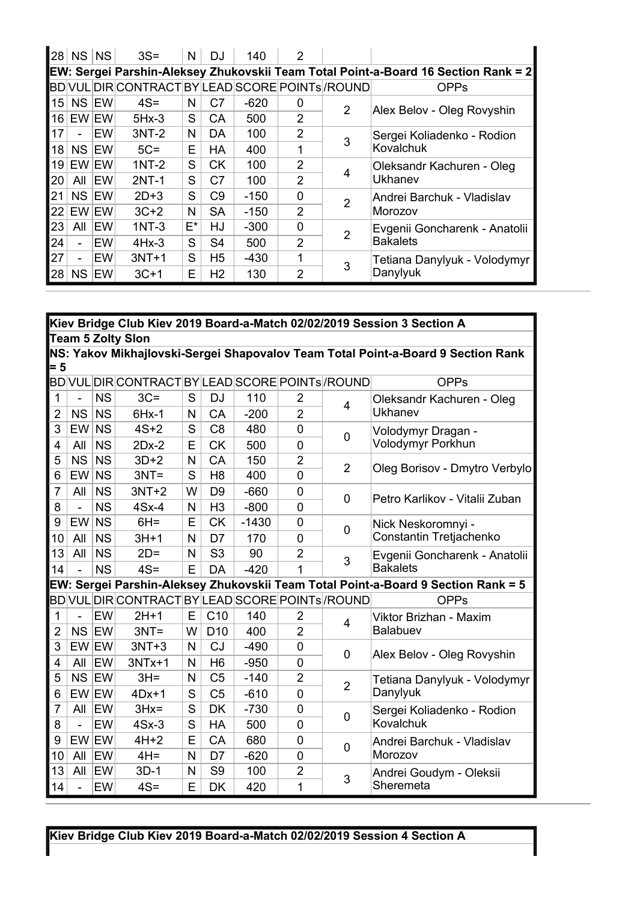| BD | VUL | DIR | CONTRACT | BY | LEAD | SCORE | POINTs | /ROUND | OPPs |
|---|---|---|---|---|---|---|---|---|---|
| 28 | NS | NS | 3S= | N | DJ | 140 | 2 | | |

**EW: Sergei Parshin-Aleksey Zhukovskii Team Total Point-a-Board 16 Section Rank = 2**

| BD | VUL | DIR | CONTRACT | BY | LEAD | SCORE | POINTs | /ROUND | OPPs |
|---|---|---|---|---|---|---|---|---|---|
| 15 | NS | EW | 4S= | N | C7 | -620 | 0 | 2 | Alex Belov - Oleg Rovyshin |
| 16 | EW | EW | 5Hx-3 | S | CA | 500 | 2 | | |
| 17 | - | EW | 3NT-2 | N | DA | 100 | 2 | 3 | Sergei Koliadenko - Rodion Kovalchuk |
| 18 | NS | EW | 5C= | E | HA | 400 | 1 | | |
| 19 | EW | EW | 1NT-2 | S | CK | 100 | 2 | 4 | Oleksandr Kachuren - Oleg Ukhanev |
| 20 | All | EW | 2NT-1 | S | C7 | 100 | 2 | | |
| 21 | NS | EW | 2D+3 | S | C9 | -150 | 0 | 2 | Andrei Barchuk - Vladislav Morozov |
| 22 | EW | EW | 3C+2 | N | SA | -150 | 2 | | |
| 23 | All | EW | 1NT-3 | E* | HJ | -300 | 0 | 2 | Evgenii Goncharenk - Anatolii Bakalets |
| 24 | - | EW | 4Hx-3 | S | S4 | 500 | 2 | | |
| 27 | - | EW | 3NT+1 | S | H5 | -430 | 1 | 3 | Tetiana Danylyuk - Volodymyr Danylyuk |
| 28 | NS | EW | 3C+1 | E | H2 | 130 | 2 | | |

**Kiev Bridge Club Kiev 2019 Board-a-Match 02/02/2019 Session 3 Section A**

**Team 5 Zolty Slon**

**NS: Yakov Mikhajlovski-Sergei Shapovalov Team Total Point-a-Board 9 Section Rank = 5**

| BD | VUL | DIR | CONTRACT | BY | LEAD | SCORE | POINTs | /ROUND | OPPs |
|---|---|---|---|---|---|---|---|---|---|
| 1 | - | NS | 3C= | S | DJ | 110 | 2 | 4 | Oleksandr Kachuren - Oleg Ukhanev |
| 2 | NS | NS | 6Hx-1 | N | CA | -200 | 2 | | |
| 3 | EW | NS | 4S+2 | S | C8 | 480 | 0 | 0 | Volodymyr Dragan - Volodymyr Porkhun |
| 4 | All | NS | 2Dx-2 | E | CK | 500 | 0 | | |
| 5 | NS | NS | 3D+2 | N | CA | 150 | 2 | 2 | Oleg Borisov - Dmytro Verbylo |
| 6 | EW | NS | 3NT= | S | H8 | 400 | 0 | | |
| 7 | All | NS | 3NT+2 | W | D9 | -660 | 0 | 0 | Petro Karlikov - Vitalii Zuban |
| 8 | - | NS | 4Sx-4 | N | H3 | -800 | 0 | | |
| 9 | EW | NS | 6H= | E | CK | -1430 | 0 | 0 | Nick Neskoromnyi - Constantin Tretjachenko |
| 10 | All | NS | 3H+1 | N | D7 | 170 | 0 | | |
| 13 | All | NS | 2D= | N | S3 | 90 | 2 | 3 | Evgenii Goncharenk - Anatolii Bakalets |
| 14 | - | NS | 4S= | E | DA | -420 | 1 | | |

**EW: Sergei Parshin-Aleksey Zhukovskii Team Total Point-a-Board 9 Section Rank = 5**

| BD | VUL | DIR | CONTRACT | BY | LEAD | SCORE | POINTs | /ROUND | OPPs |
|---|---|---|---|---|---|---|---|---|---|
| 1 | - | EW | 2H+1 | E | C10 | 140 | 2 | 4 | Viktor Brizhan - Maxim Balabuev |
| 2 | NS | EW | 3NT= | W | D10 | 400 | 2 | | |
| 3 | EW | EW | 3NT+3 | N | CJ | -490 | 0 | 0 | Alex Belov - Oleg Rovyshin |
| 4 | All | EW | 3NTx+1 | N | H6 | -950 | 0 | | |
| 5 | NS | EW | 3H= | N | C5 | -140 | 2 | 2 | Tetiana Danylyuk - Volodymyr Danylyuk |
| 6 | EW | EW | 4Dx+1 | S | C5 | -610 | 0 | | |
| 7 | All | EW | 3Hx= | S | DK | -730 | 0 | 0 | Sergei Koliadenko - Rodion Kovalchuk |
| 8 | - | EW | 4Sx-3 | S | HA | 500 | 0 | | |
| 9 | EW | EW | 4H+2 | E | CA | 680 | 0 | 0 | Andrei Barchuk - Vladislav Morozov |
| 10 | All | EW | 4H= | N | D7 | -620 | 0 | | |
| 13 | All | EW | 3D-1 | N | S9 | 100 | 2 | 3 | Andrei Goudym - Oleksii Sheremeta |
| 14 | - | EW | 4S= | E | DK | 420 | 1 | | |

**Kiev Bridge Club Kiev 2019 Board-a-Match 02/02/2019 Session 4 Section A**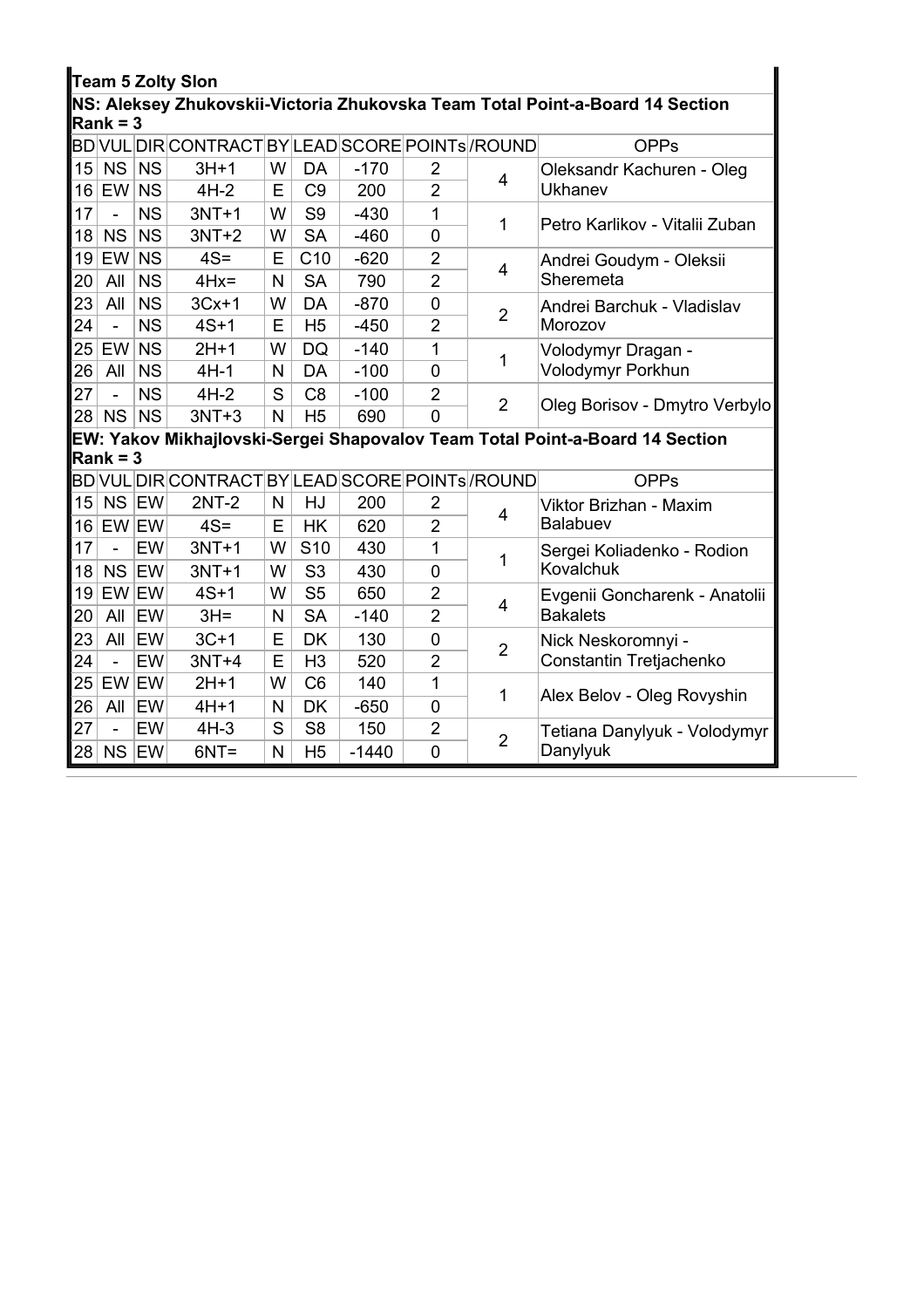**Team 5 Zolty Slon**

**NS: Aleksey Zhukovskii-Victoria Zhukovska Team Total Point-a-Board 14 Section Rank = 3**

| BD | VUL | DIR | CONTRACT | BY | LEAD | SCORE | POINTs | /ROUND | OPPs |
|---|---|---|---|---|---|---|---|---|---|
| 15 | NS | NS | 3H+1 | W | DA | -170 | 2 | 4 | Oleksandr Kachuren - Oleg Ukhanev |
| 16 | EW | NS | 4H-2 | E | C9 | 200 | 2 | | |
| 17 | - | NS | 3NT+1 | W | S9 | -430 | 1 | 1 | Petro Karlikov - Vitalii Zuban |
| 18 | NS | NS | 3NT+2 | W | SA | -460 | 0 | | |
| 19 | EW | NS | 4S= | E | C10 | -620 | 2 | 4 | Andrei Goudym - Oleksii Sheremeta |
| 20 | All | NS | 4Hx= | N | SA | 790 | 2 | | |
| 23 | All | NS | 3Cx+1 | W | DA | -870 | 0 | 2 | Andrei Barchuk - Vladislav Morozov |
| 24 | - | NS | 4S+1 | E | H5 | -450 | 2 | | |
| 25 | EW | NS | 2H+1 | W | DQ | -140 | 1 | 1 | Volodymyr Dragan - Volodymyr Porkhun |
| 26 | All | NS | 4H-1 | N | DA | -100 | 0 | | |
| 27 | - | NS | 4H-2 | S | C8 | -100 | 2 | 2 | Oleg Borisov - Dmytro Verbylo |
| 28 | NS | NS | 3NT+3 | N | H5 | 690 | 0 | | |

**EW: Yakov Mikhajlovski-Sergei Shapovalov Team Total Point-a-Board 14 Section Rank = 3**

| BD | VUL | DIR | CONTRACT | BY | LEAD | SCORE | POINTs | /ROUND | OPPs |
|---|---|---|---|---|---|---|---|---|---|
| 15 | NS | EW | 2NT-2 | N | HJ | 200 | 2 | 4 | Viktor Brizhan - Maxim Balabuev |
| 16 | EW | EW | 4S= | E | HK | 620 | 2 | | |
| 17 | - | EW | 3NT+1 | W | S10 | 430 | 1 | 1 | Sergei Koliadenko - Rodion Kovalchuk |
| 18 | NS | EW | 3NT+1 | W | S3 | 430 | 0 | | |
| 19 | EW | EW | 4S+1 | W | S5 | 650 | 2 | 4 | Evgenii Goncharenk - Anatolii Bakalets |
| 20 | All | EW | 3H= | N | SA | -140 | 2 | | |
| 23 | All | EW | 3C+1 | E | DK | 130 | 0 | 2 | Nick Neskoromnyi - Constantin Tretjachenko |
| 24 | - | EW | 3NT+4 | E | H3 | 520 | 2 | | |
| 25 | EW | EW | 2H+1 | W | C6 | 140 | 1 | 1 | Alex Belov - Oleg Rovyshin |
| 26 | All | EW | 4H+1 | N | DK | -650 | 0 | | |
| 27 | - | EW | 4H-3 | S | S8 | 150 | 2 | 2 | Tetiana Danylyuk - Volodymyr Danylyuk |
| 28 | NS | EW | 6NT= | N | H5 | -1440 | 0 | | |